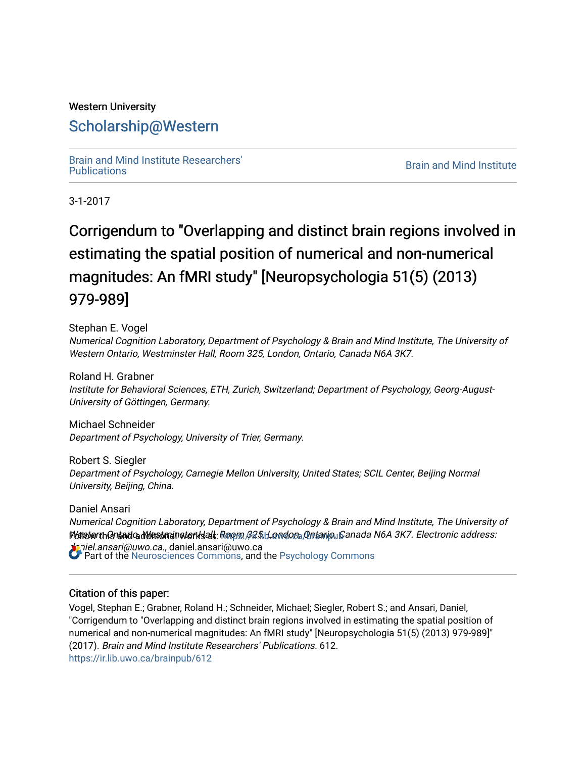Western University

# Scholarship@Western

Brain and Mind Institute Researchers' Publications

Brain and Mind Institute

3-1-2017

# Corrigendum to "Overlapping and distinct brain regions involved in estimating the spatial position of numerical and non-numerical magnitudes: An fMRI study" [Neuropsychologia 51(5) (2013) 979-989]

Stephan E. Vogel
*Numerical Cognition Laboratory, Department of Psychology & Brain and Mind Institute, The University of Western Ontario, Westminster Hall, Room 325, London, Ontario, Canada N6A 3K7.*

Roland H. Grabner
*Institute for Behavioral Sciences, ETH, Zurich, Switzerland; Department of Psychology, Georg-August-University of Göttingen, Germany.*

Michael Schneider
*Department of Psychology, University of Trier, Germany.*

Robert S. Siegler
*Department of Psychology, Carnegie Mellon University, United States; SCIL Center, Beijing Normal University, Beijing, China.*

Daniel Ansari
*Numerical Cognition Laboratory, Department of Psychology & Brain and Mind Institute, The University of Western Ontario, Westminster Hall, Room 325, London, Ontario, Canada N6A 3K7. Electronic address: daniel.ansari@uwo.ca.*, daniel.ansari@uwo.ca

Follow this and additional works at: https://ir.lib.uwo.ca/brainpub

Part of the Neurosciences Commons, and the Psychology Commons

## Citation of this paper:

Vogel, Stephan E.; Grabner, Roland H.; Schneider, Michael; Siegler, Robert S.; and Ansari, Daniel, "Corrigendum to "Overlapping and distinct brain regions involved in estimating the spatial position of numerical and non-numerical magnitudes: An fMRI study" [Neuropsychologia 51(5) (2013) 979-989]" (2017). *Brain and Mind Institute Researchers' Publications*. 612.
https://ir.lib.uwo.ca/brainpub/612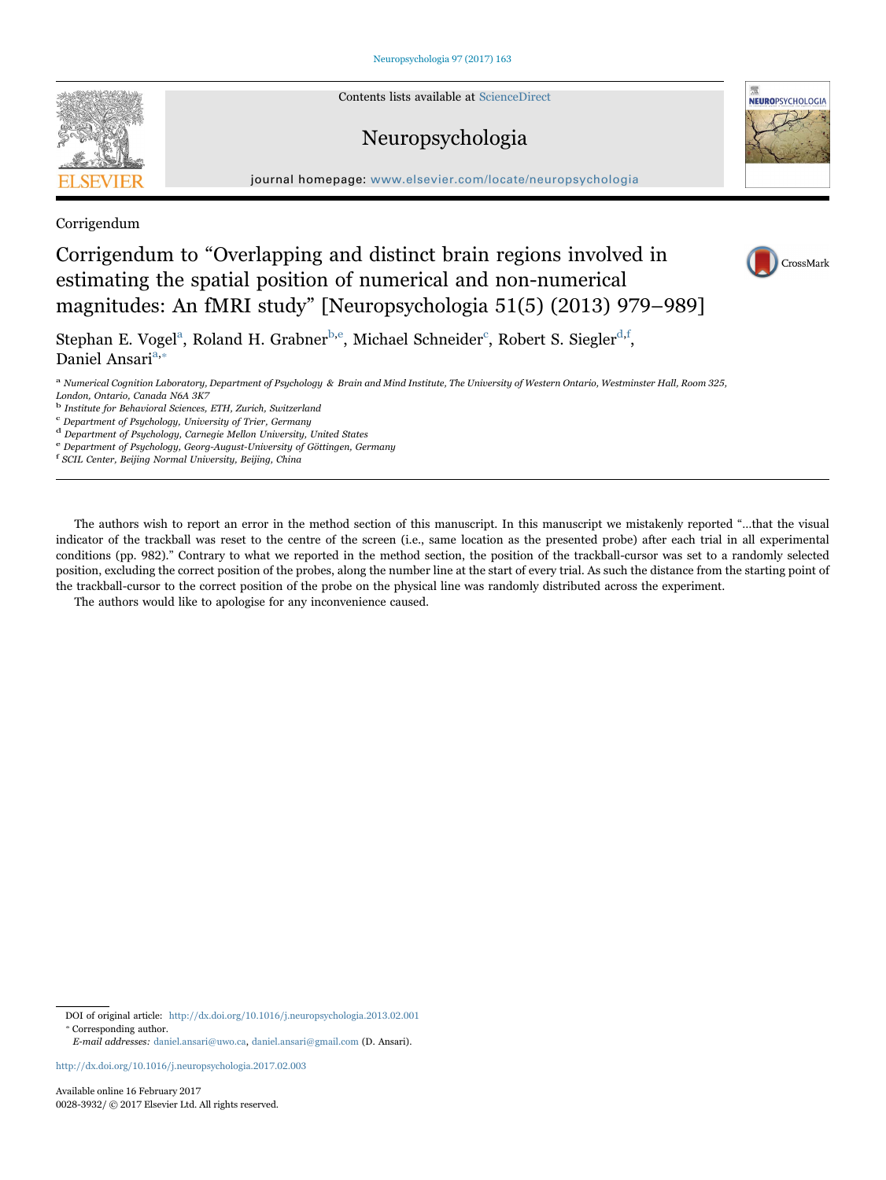Corrigendum

# Corrigendum to "Overlapping and distinct brain regions involved in estimating the spatial position of numerical and non-numerical magnitudes: An fMRI study" [Neuropsychologia 51(5) (2013) 979–989]

Stephan E. Vogel[a], Roland H. Grabner[b,e], Michael Schneider[c], Robert S. Siegler[d,f], Daniel Ansari[a,*]

[a] *Numerical Cognition Laboratory, Department of Psychology & Brain and Mind Institute, The University of Western Ontario, Westminster Hall, Room 325, London, Ontario, Canada N6A 3K7*
[b] *Institute for Behavioral Sciences, ETH, Zurich, Switzerland*
[c] *Department of Psychology, University of Trier, Germany*
[d] *Department of Psychology, Carnegie Mellon University, United States*
[e] *Department of Psychology, Georg-August-University of Göttingen, Germany*
[f] *SCIL Center, Beijing Normal University, Beijing, China*

The authors wish to report an error in the method section of this manuscript. In this manuscript we mistakenly reported "…that the visual indicator of the trackball was reset to the centre of the screen (i.e., same location as the presented probe) after each trial in all experimental conditions (pp. 982)." Contrary to what we reported in the method section, the position of the trackball-cursor was set to a randomly selected position, excluding the correct position of the probes, along the number line at the start of every trial. As such the distance from the starting point of the trackball-cursor to the correct position of the probe on the physical line was randomly distributed across the experiment.

The authors would like to apologise for any inconvenience caused.

DOI of original article: http://dx.doi.org/10.1016/j.neuropsychologia.2013.02.001

* Corresponding author.

*E-mail addresses:* daniel.ansari@uwo.ca, daniel.ansari@gmail.com (D. Ansari).

http://dx.doi.org/10.1016/j.neuropsychologia.2017.02.003

Available online 16 February 2017

0028-3932/ © 2017 Elsevier Ltd. All rights reserved.